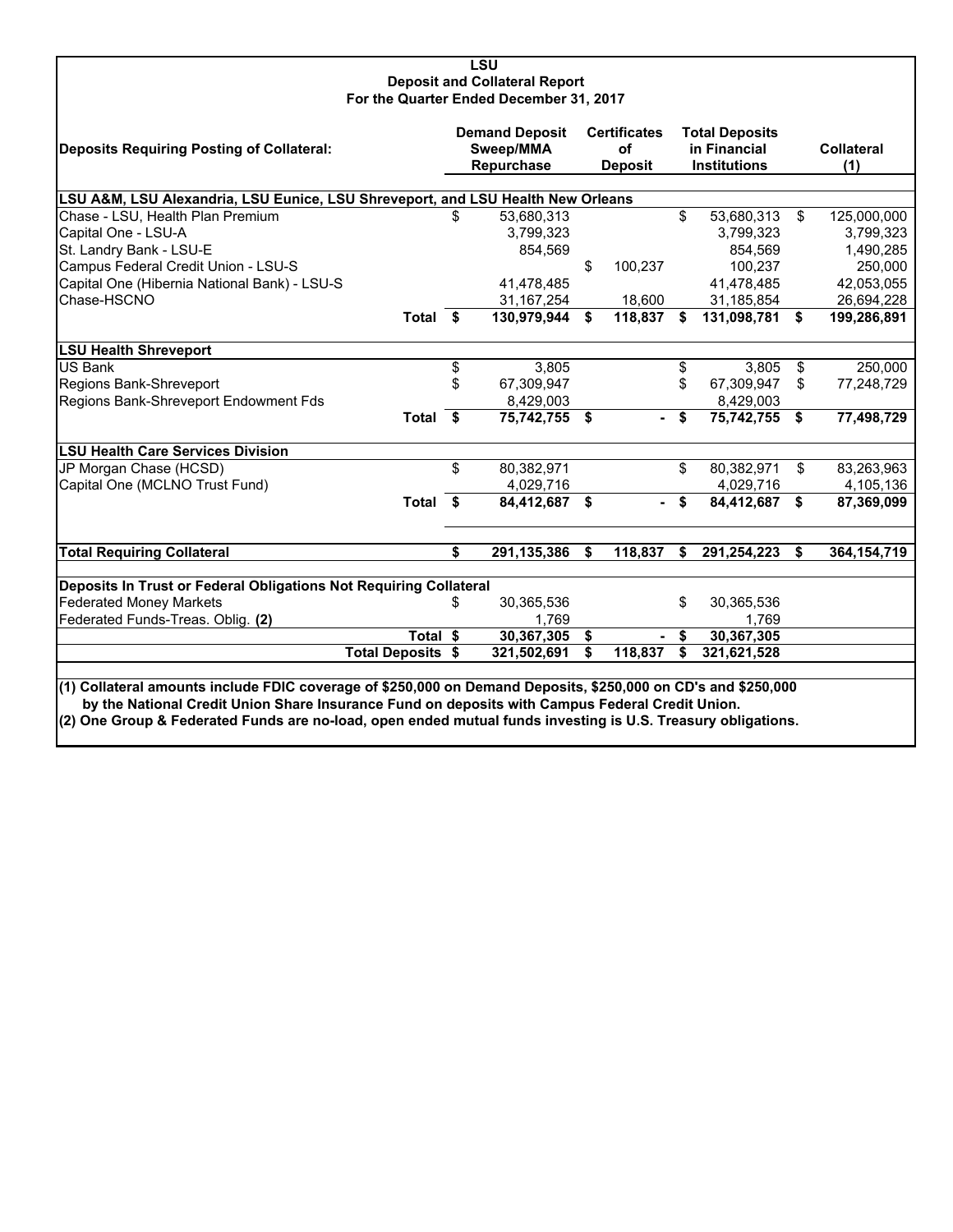# LSU
## Deposit and Collateral Report
### For the Quarter Ended December 31, 2017

| Deposits Requiring Posting of Collateral: | Demand Deposit Sweep/MMA Repurchase | Certificates of Deposit | Total Deposits in Financial Institutions | Collateral (1) |
|---|---|---|---|---|
| **LSU A&M, LSU Alexandria, LSU Eunice, LSU Shreveport, and LSU Health New Orleans** | | | | |
| Chase - LSU, Health Plan Premium | $ 53,680,313 | | $ 53,680,313 | $ 125,000,000 |
| Capital One - LSU-A | 3,799,323 | | 3,799,323 | 3,799,323 |
| St. Landry Bank - LSU-E | 854,569 | | 854,569 | 1,490,285 |
| Campus Federal Credit Union - LSU-S | | $ 100,237 | 100,237 | 250,000 |
| Capital One (Hibernia National Bank) - LSU-S | 41,478,485 | | 41,478,485 | 42,053,055 |
| Chase-HSCNO | 31,167,254 | 18,600 | 31,185,854 | 26,694,228 |
| **Total** | **$ 130,979,944** | **$ 118,837** | **$ 131,098,781** | **$ 199,286,891** |
| **LSU Health Shreveport** | | | | |
| US Bank | $ 3,805 | | $ 3,805 | $ 250,000 |
| Regions Bank-Shreveport | $ 67,309,947 | | $ 67,309,947 | $ 77,248,729 |
| Regions Bank-Shreveport Endowment Fds | 8,429,003 | | 8,429,003 | |
| **Total** | **$ 75,742,755** | **$ -** | **$ 75,742,755** | **$ 77,498,729** |
| **LSU Health Care Services Division** | | | | |
| JP Morgan Chase (HCSD) | $ 80,382,971 | | $ 80,382,971 | $ 83,263,963 |
| Capital One (MCLNO Trust Fund) | 4,029,716 | | 4,029,716 | 4,105,136 |
| **Total** | **$ 84,412,687** | **$ -** | **$ 84,412,687** | **$ 87,369,099** |
| **Total Requiring Collateral** | **$ 291,135,386** | **$ 118,837** | **$ 291,254,223** | **$ 364,154,719** |
| **Deposits In Trust or Federal Obligations Not Requiring Collateral** | | | | |
| Federated Money Markets | $ 30,365,536 | | $ 30,365,536 | |
| Federated Funds-Treas. Oblig. **(2)** | 1,769 | | 1,769 | |
| **Total** | **$ 30,367,305** | **$ -** | **$ 30,367,305** | |
| **Total Deposits** | **$ 321,502,691** | **$ 118,837** | **$ 321,621,528** | |

**(1) Collateral amounts include FDIC coverage of $250,000 on Demand Deposits, $250,000 on CD's and $250,000 by the National Credit Union Share Insurance Fund on deposits with Campus Federal Credit Union.**

**(2) One Group & Federated Funds are no-load, open ended mutual funds investing is U.S. Treasury obligations.**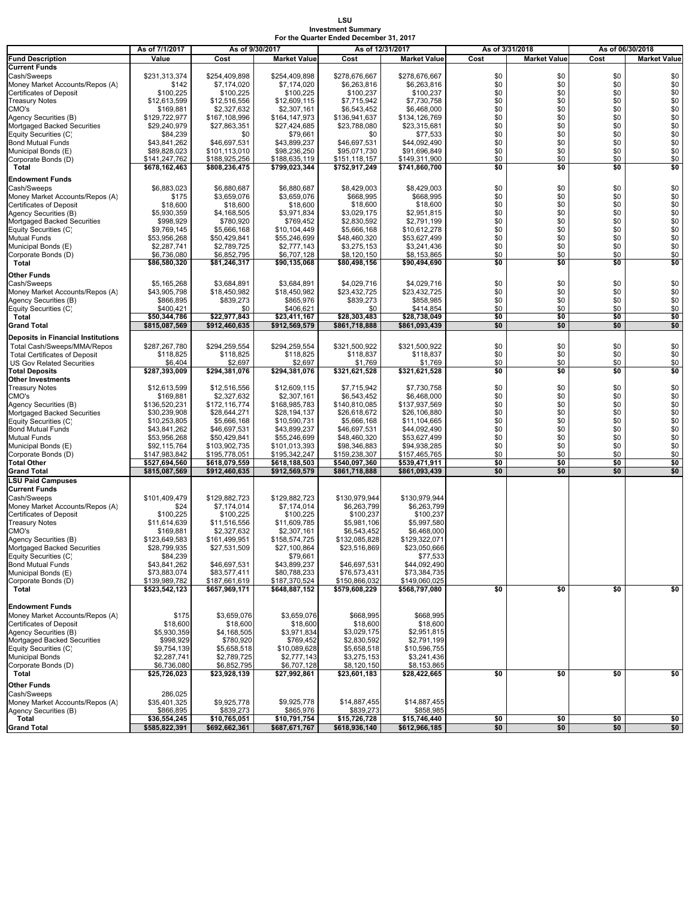# LSU
## Investment Summary
### For the Quarter Ended December 31, 2017

| | As of 7/1/2017 | As of 9/30/2017 | | As of 12/31/2017 | | As of 3/31/2018 | | As of 06/30/2018 | |
|---|---|---|---|---|---|---|---|---|---|
| **Fund Description** | **Value** | **Cost** | **Market Value** | **Cost** | **Market Value** | **Cost** | **Market Value** | **Cost** | **Market Value** |
| **Current Funds** | | | | | | | | | |
| Cash/Sweeps | $231,313,374 | $254,409,898 | $254,409,898 | $278,676,667 | $278,676,667 | $0 | $0 | $0 | $0 |
| Money Market Accounts/Repos (A) | $142 | $7,174,020 | $7,174,020 | $6,263,816 | $6,263,816 | $0 | $0 | $0 | $0 |
| Certificates of Deposit | $100,225 | $100,225 | $100,225 | $100,237 | $100,237 | $0 | $0 | $0 | $0 |
| Treasury Notes | $12,613,599 | $12,516,556 | $12,609,115 | $7,715,942 | $7,730,758 | $0 | $0 | $0 | $0 |
| CMO's | $169,881 | $2,327,632 | $2,307,161 | $6,543,452 | $6,468,000 | $0 | $0 | $0 | $0 |
| Agency Securities (B) | $129,722,977 | $167,108,996 | $164,147,973 | $136,941,637 | $134,126,769 | $0 | $0 | $0 | $0 |
| Mortgaged Backed Securities | $29,240,979 | $27,863,351 | $27,424,685 | $23,788,080 | $23,315,681 | $0 | $0 | $0 | $0 |
| Equity Securities (C) | $84,239 | $0 | $79,661 | $0 | $77,533 | $0 | $0 | $0 | $0 |
| Bond Mutual Funds | $43,841,262 | $46,697,531 | $43,899,237 | $46,697,531 | $44,092,490 | $0 | $0 | $0 | $0 |
| Municipal Bonds (E) | $89,828,023 | $101,113,010 | $98,236,250 | $95,071,730 | $91,696,849 | $0 | $0 | $0 | $0 |
| Corporate Bonds (D) | $141,247,762 | $188,925,256 | $188,635,119 | $151,118,157 | $149,311,900 | $0 | $0 | $0 | $0 |
| **Total** | **$678,162,463** | **$808,236,475** | **$799,023,344** | **$752,917,249** | **$741,860,700** | **$0** | **$0** | **$0** | **$0** |
| **Endowment Funds** | | | | | | | | | |
| Cash/Sweeps | $6,883,023 | $6,880,687 | $6,880,687 | $8,429,003 | $8,429,003 | $0 | $0 | $0 | $0 |
| Money Market Accounts/Repos (A) | $175 | $3,659,076 | $3,659,076 | $668,995 | $668,995 | $0 | $0 | $0 | $0 |
| Certificates of Deposit | $18,600 | $18,600 | $18,600 | $18,600 | $18,600 | $0 | $0 | $0 | $0 |
| Agency Securities (B) | $5,930,359 | $4,168,505 | $3,971,834 | $3,029,175 | $2,951,815 | $0 | $0 | $0 | $0 |
| Mortgaged Backed Securities | $998,929 | $780,920 | $769,452 | $2,830,592 | $2,791,199 | $0 | $0 | $0 | $0 |
| Equity Securities (C) | $9,769,145 | $5,666,168 | $10,104,449 | $5,666,168 | $10,612,278 | $0 | $0 | $0 | $0 |
| Mutual Funds | $53,956,268 | $50,429,841 | $55,246,699 | $48,460,320 | $53,627,499 | $0 | $0 | $0 | $0 |
| Municipal Bonds (E) | $2,287,741 | $2,789,725 | $2,777,143 | $3,275,153 | $3,241,436 | $0 | $0 | $0 | $0 |
| Corporate Bonds (D) | $6,736,080 | $6,852,795 | $6,707,128 | $8,120,150 | $8,153,865 | $0 | $0 | $0 | $0 |
| **Total** | **$86,580,320** | **$81,246,317** | **$90,135,068** | **$80,498,156** | **$90,494,690** | **$0** | **$0** | **$0** | **$0** |
| **Other Funds** | | | | | | | | | |
| Cash/Sweeps | $5,165,268 | $3,684,891 | $3,684,891 | $4,029,716 | $4,029,716 | $0 | $0 | $0 | $0 |
| Money Market Accounts/Repos (A) | $43,905,798 | $18,450,982 | $18,450,982 | $23,432,725 | $23,432,725 | $0 | $0 | $0 | $0 |
| Agency Securities (B) | $866,895 | $839,273 | $865,976 | $839,273 | $858,985 | $0 | $0 | $0 | $0 |
| Equity Securities (C) | $400,421 | $0 | $406,621 | $0 | $414,854 | $0 | $0 | $0 | $0 |
| **Total** | **$50,344,786** | **$22,977,843** | **$23,411,167** | **$28,303,483** | **$28,738,049** | **$0** | **$0** | **$0** | **$0** |
| **Grand Total** | **$815,087,569** | **$912,460,635** | **$912,569,579** | **$861,718,888** | **$861,093,439** | **$0** | **$0** | **$0** | **$0** |
| **Deposits in Financial Institutions** | | | | | | | | | |
| Total Cash/Sweeps/MMA/Repos | $287,267,780 | $294,259,554 | $294,259,554 | $321,500,922 | $321,500,922 | $0 | $0 | $0 | $0 |
| Total Certificates of Deposit | $118,825 | $118,825 | $118,825 | $118,837 | $118,837 | $0 | $0 | $0 | $0 |
| US Gov Related Securities | $6,404 | $2,697 | $2,697 | $1,769 | $1,769 | $0 | $0 | $0 | $0 |
| **Total Deposits** | **$287,393,009** | **$294,381,076** | **$294,381,076** | **$321,621,528** | **$321,621,528** | **$0** | **$0** | **$0** | **$0** |
| **Other Investments** | | | | | | | | | |
| Treasury Notes | $12,613,599 | $12,516,556 | $12,609,115 | $7,715,942 | $7,730,758 | $0 | $0 | $0 | $0 |
| CMO's | $169,881 | $2,327,632 | $2,307,161 | $6,543,452 | $6,468,000 | $0 | $0 | $0 | $0 |
| Agency Securities (B) | $136,520,231 | $172,116,774 | $168,985,783 | $140,810,085 | $137,937,569 | $0 | $0 | $0 | $0 |
| Mortgaged Backed Securities | $30,239,908 | $28,644,271 | $28,194,137 | $26,618,672 | $26,106,880 | $0 | $0 | $0 | $0 |
| Equity Securities (C) | $10,253,805 | $5,666,168 | $10,590,731 | $5,666,168 | $11,104,665 | $0 | $0 | $0 | $0 |
| Bond Mutual Funds | $43,841,262 | $46,697,531 | $43,899,237 | $46,697,531 | $44,092,490 | $0 | $0 | $0 | $0 |
| Mutual Funds | $53,956,268 | $50,429,841 | $55,246,699 | $48,460,320 | $53,627,499 | $0 | $0 | $0 | $0 |
| Municipal Bonds (E) | $92,115,764 | $103,902,735 | $101,013,393 | $98,346,883 | $94,938,285 | $0 | $0 | $0 | $0 |
| Corporate Bonds (D) | $147,983,842 | $195,778,051 | $195,342,247 | $159,238,307 | $157,465,765 | $0 | $0 | $0 | $0 |
| **Total Other** | **$527,694,560** | **$618,079,559** | **$618,188,503** | **$540,097,360** | **$539,471,911** | **$0** | **$0** | **$0** | **$0** |
| **Grand Total** | **$815,087,569** | **$912,460,635** | **$912,569,579** | **$861,718,888** | **$861,093,439** | **$0** | **$0** | **$0** | **$0** |
| **LSU Paid Campuses** | | | | | | | | | |
| **Current Funds** | | | | | | | | | |
| Cash/Sweeps | $101,409,479 | $129,882,723 | $129,882,723 | $130,979,944 | $130,979,944 | | | | |
| Money Market Accounts/Repos (A) | $24 | $7,174,014 | $7,174,014 | $6,263,799 | $6,263,799 | | | | |
| Certificates of Deposit | $100,225 | $100,225 | $100,225 | $100,237 | $100,237 | | | | |
| Treasury Notes | $11,614,639 | $11,516,556 | $11,609,785 | $5,981,106 | $5,997,580 | | | | |
| CMO's | $169,881 | $2,327,632 | $2,307,161 | $6,543,452 | $6,468,000 | | | | |
| Agency Securities (B) | $123,649,583 | $161,499,951 | $158,574,725 | $132,085,828 | $129,322,071 | | | | |
| Mortgaged Backed Securities | $28,799,935 | $27,531,509 | $27,100,864 | $23,516,869 | $23,050,666 | | | | |
| Equity Securities (C) | $84,239 | | $79,661 | | $77,533 | | | | |
| Bond Mutual Funds | $43,841,262 | $46,697,531 | $43,899,237 | $46,697,531 | $44,092,490 | | | | |
| Municipal Bonds (E) | $73,883,074 | $83,577,411 | $80,788,233 | $76,573,431 | $73,384,735 | | | | |
| Corporate Bonds (D) | $139,989,782 | $187,661,619 | $187,370,524 | $150,866,032 | $149,060,025 | | | | |
| **Total** | **$523,542,123** | **$657,969,171** | **$648,887,152** | **$579,608,229** | **$568,797,080** | **$0** | **$0** | **$0** | **$0** |
| **Endowment Funds** | | | | | | | | | |
| Money Market Accounts/Repos (A) | $175 | $3,659,076 | $3,659,076 | $668,995 | $668,995 | | | | |
| Certificates of Deposit | $18,600 | $18,600 | $18,600 | $18,600 | $18,600 | | | | |
| Agency Securities (B) | $5,930,359 | $4,168,505 | $3,971,834 | $3,029,175 | $2,951,815 | | | | |
| Mortgaged Backed Securities | $998,929 | $780,920 | $769,452 | $2,830,592 | $2,791,199 | | | | |
| Equity Securities (C) | $9,754,139 | $5,658,518 | $10,089,628 | $5,658,518 | $10,596,755 | | | | |
| Municipal Bonds | $2,287,741 | $2,789,725 | $2,777,143 | $3,275,153 | $3,241,436 | | | | |
| Corporate Bonds (D) | $6,736,080 | $6,852,795 | $6,707,128 | $8,120,150 | $8,153,865 | | | | |
| **Total** | **$25,726,023** | **$23,928,139** | **$27,992,861** | **$23,601,183** | **$28,422,665** | **$0** | **$0** | **$0** | **$0** |
| **Other Funds** | | | | | | | | | |
| Cash/Sweeps | 286,025 | | | | | | | | |
| Money Market Accounts/Repos (A) | $35,401,325 | $9,925,778 | $9,925,778 | $14,887,455 | $14,887,455 | | | | |
| Agency Securities (B) | $866,895 | $839,273 | $865,976 | $839,273 | $858,985 | | | | |
| **Total** | **$36,554,245** | **$10,765,051** | **$10,791,754** | **$15,726,728** | **$15,746,440** | **$0** | **$0** | **$0** | **$0** |
| **Grand Total** | **$585,822,391** | **$692,662,361** | **$687,671,767** | **$618,936,140** | **$612,966,185** | **$0** | **$0** | **$0** | **$0** |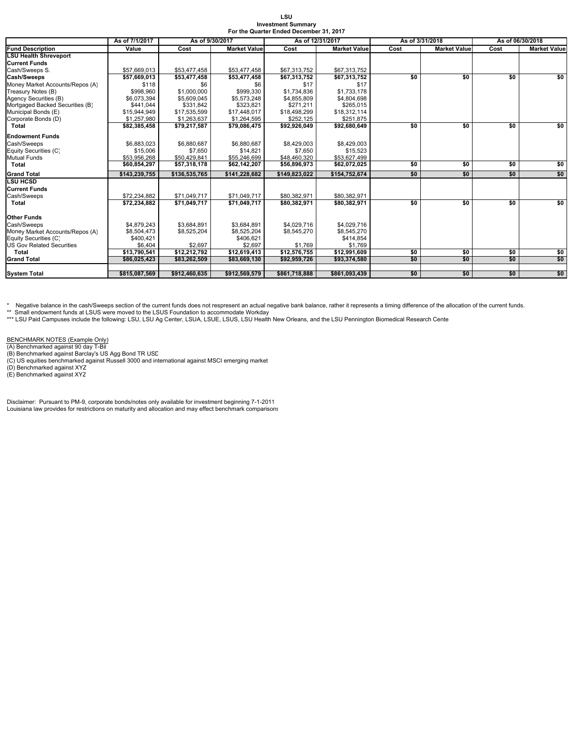# LSU
## Investment Summary
### For the Quarter Ended December 31, 2017

| | As of 7/1/2017 | As of 9/30/2017 | | As of 12/31/2017 | | As of 3/31/2018 | | As of 06/30/2018 | |
|---|---|---|---|---|---|---|---|---|---|
| **Fund Description** | **Value** | **Cost** | **Market Value** | **Cost** | **Market Value** | **Cost** | **Market Value** | **Cost** | **Market Value** |
| **LSU Health Shreveport** | | | | | | | | | |
| **Current Funds** | | | | | | | | | |
| Cash/Sweeps S. | $57,669,013 | $53,477,458 | $53,477,458 | $67,313,752 | $67,313,752 | | | | |
| **Cash/Sweeps** | **$57,669,013** | **$53,477,458** | **$53,477,458** | **$67,313,752** | **$67,313,752** | **$0** | **$0** | **$0** | **$0** |
| Money Market Accounts/Repos (A) | $118 | $6 | $6 | $17 | $17 | | | | |
| Treasury Notes (B) | $998,960 | $1,000,000 | $999,330 | $1,734,836 | $1,733,178 | | | | |
| Agency Securities (B) | $6,073,394 | $5,609,045 | $5,573,248 | $4,855,809 | $4,804,698 | | | | |
| Mortgaged Backed Securities (B) | $441,044 | $331,842 | $323,821 | $271,211 | $265,015 | | | | |
| Municipal Bonds (E) | $15,944,949 | $17,535,599 | $17,448,017 | $18,498,299 | $18,312,114 | | | | |
| Corporate Bonds (D) | $1,257,980 | $1,263,637 | $1,264,595 | $252,125 | $251,875 | | | | |
| **Total** | **$82,385,458** | **$79,217,587** | **$79,086,475** | **$92,926,049** | **$92,680,649** | **$0** | **$0** | **$0** | **$0** |
| **Endowment Funds** | | | | | | | | | |
| Cash/Sweeps | $6,883,023 | $6,880,687 | $6,880,687 | $8,429,003 | $8,429,003 | | | | |
| Equity Securities (C) | $15,006 | $7,650 | $14,821 | $7,650 | $15,523 | | | | |
| Mutual Funds | $53,956,268 | $50,429,841 | $55,246,699 | $48,460,320 | $53,627,499 | | | | |
| **Total** | **$60,854,297** | **$57,318,178** | **$62,142,207** | **$56,896,973** | **$62,072,025** | **$0** | **$0** | **$0** | **$0** |
| **Grand Total** | **$143,239,755** | **$136,535,765** | **$141,228,682** | **$149,823,022** | **$154,752,674** | **$0** | **$0** | **$0** | **$0** |
| **LSU HCSD** | | | | | | | | | |
| **Current Funds** | | | | | | | | | |
| Cash/Sweeps | $72,234,882 | $71,049,717 | $71,049,717 | $80,382,971 | $80,382,971 | | | | |
| **Total** | **$72,234,882** | **$71,049,717** | **$71,049,717** | **$80,382,971** | **$80,382,971** | **$0** | **$0** | **$0** | **$0** |
| **Other Funds** | | | | | | | | | |
| Cash/Sweeps | $4,879,243 | $3,684,891 | $3,684,891 | $4,029,716 | $4,029,716 | | | | |
| Money Market Accounts/Repos (A) | $8,504,473 | $8,525,204 | $8,525,204 | $8,545,270 | $8,545,270 | | | | |
| Equity Securities (C) | $400,421 | | $406,621 | | $414,854 | | | | |
| US Gov Related Securities | $6,404 | $2,697 | $2,697 | $1,769 | $1,769 | | | | |
| **Total** | **$13,790,541** | **$12,212,792** | **$12,619,413** | **$12,576,755** | **$12,991,609** | **$0** | **$0** | **$0** | **$0** |
| **Grand Total** | **$86,025,423** | **$83,262,509** | **$83,669,130** | **$92,959,726** | **$93,374,580** | **$0** | **$0** | **$0** | **$0** |
| **System Total** | **$815,087,569** | **$912,460,635** | **$912,569,579** | **$861,718,888** | **$861,093,439** | **$0** | **$0** | **$0** | **$0** |

\* Negative balance in the cash/Sweeps section of the current funds does not respresent an actual negative bank balance, rather it represents a timing difference of the allocation of the current funds.
** Small endowment funds at LSUS were moved to the LSUS Foundation to accommodate Workday
*** LSU Paid Campuses include the following: LSU, LSU Ag Center, LSUA, LSUE, LSUS, LSU Health New Orleans, and the LSU Pennington Biomedical Research Cente

BENCHMARK NOTES (Example Only)
(A) Benchmarked against 90 day T-Bil
(B) Benchmarked against Barclay's US Agg Bond TR USD
(C) US equities benchmarked against Russell 3000 and international against MSCI emerging market
(D) Benchmarked against XYZ
(E) Benchmarked against XYZ

Disclaimer: Pursuant to PM-9, corporate bonds/notes only available for investment beginning 7-1-2011
Louisiana law provides for restrictions on maturity and allocation and may effect benchmark comparisons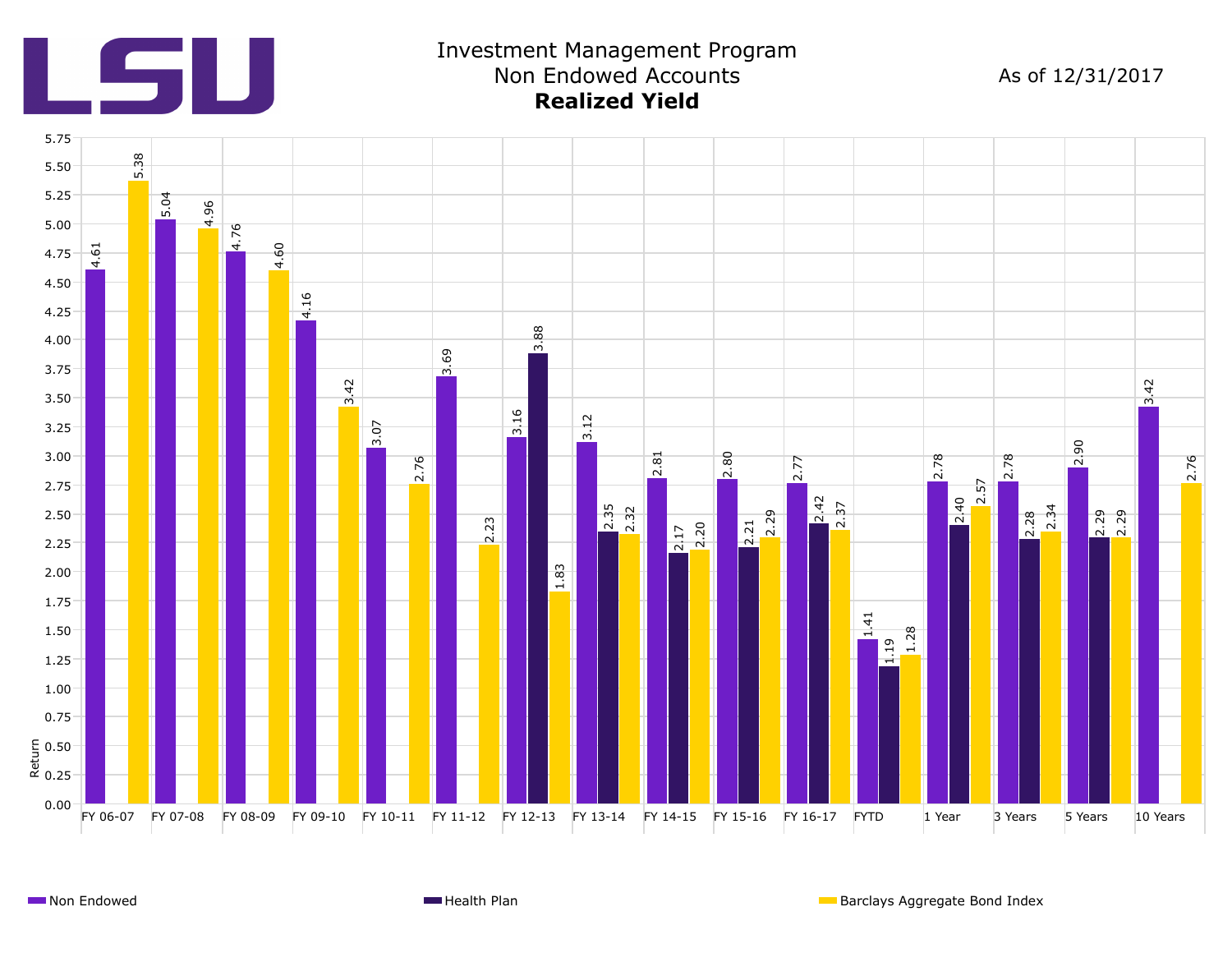# Investment Management Program
## Non Endowed Accounts
### **Realized Yield**

As of 12/31/2017

| Period | Non Endowed | Health Plan | Barclays Aggregate Bond Index |
|---|---|---|---|
| FY 06-07 | 4.61 | | 5.38 |
| FY 07-08 | 5.04 | | 4.96 |
| FY 08-09 | 4.76 | | 4.60 |
| FY 09-10 | 4.16 | | 3.42 |
| FY 10-11 | 3.07 | | 2.76 |
| FY 11-12 | 3.69 | | 2.23 |
| FY 12-13 | 3.16 | 3.88 | 1.83 |
| FY 13-14 | 3.12 | 2.35 | 2.32 |
| FY 14-15 | 2.81 | 2.17 | 2.20 |
| FY 15-16 | 2.80 | 2.21 | 2.29 |
| FY 16-17 | 2.77 | 2.42 | 2.37 |
| FYTD | 1.41 | 1.19 | 1.28 |
| 1 Year | 2.78 | 2.40 | 2.57 |
| 3 Years | 2.78 | 2.28 | 2.34 |
| 5 Years | 2.90 | 2.29 | 2.29 |
| 10 Years | 3.42 | | 2.76 |

Y-axis: Return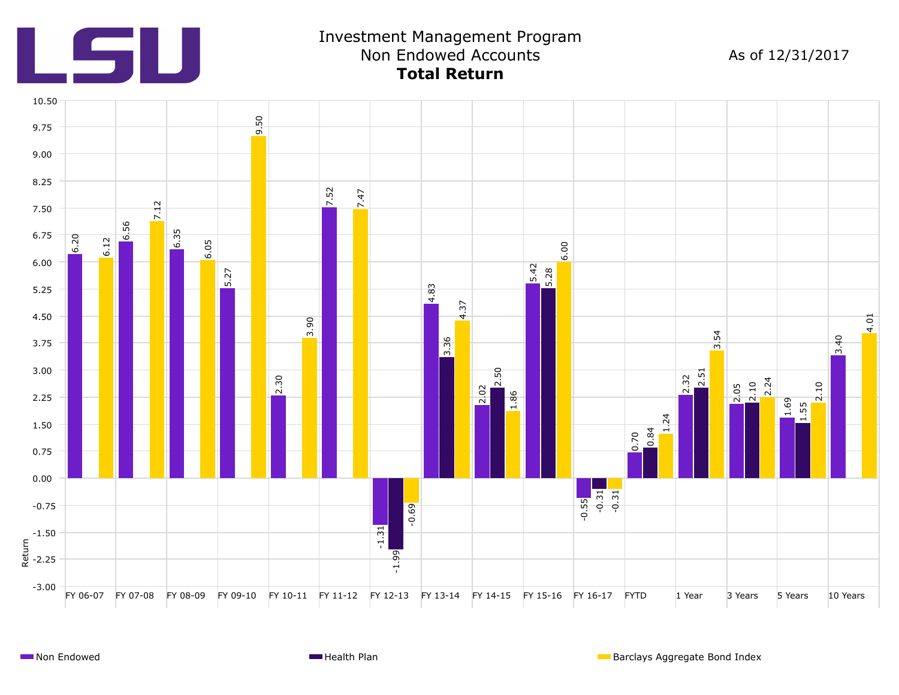# Investment Management Program

## Non Endowed Accounts

### Total Return

As of 12/31/2017

| Period | Non Endowed | Health Plan | Barclays Aggregate Bond Index |
|---|---|---|---|
| FY 06-07 | 6.20 | | 6.12 |
| FY 07-08 | 6.56 | | 7.12 |
| FY 08-09 | 6.35 | | 6.05 |
| FY 09-10 | 5.27 | | 9.50 |
| FY 10-11 | 2.30 | | 3.90 |
| FY 11-12 | 7.52 | | 7.47 |
| FY 12-13 | -1.31 | -1.99 | -0.69 |
| FY 13-14 | 4.83 | 3.36 | 4.37 |
| FY 14-15 | 2.02 | 2.50 | 1.86 |
| FY 15-16 | 5.42 | 5.28 | 6.00 |
| FY 16-17 | -0.55 | -0.31 | -0.31 |
| FYTD | 0.70 | 0.84 | 1.24 |
| 1 Year | 2.32 | 2.51 | 3.54 |
| 3 Years | 2.05 | 2.10 | 2.24 |
| 5 Years | 1.69 | 1.55 | 2.10 |
| 10 Years | 3.40 | | 4.01 |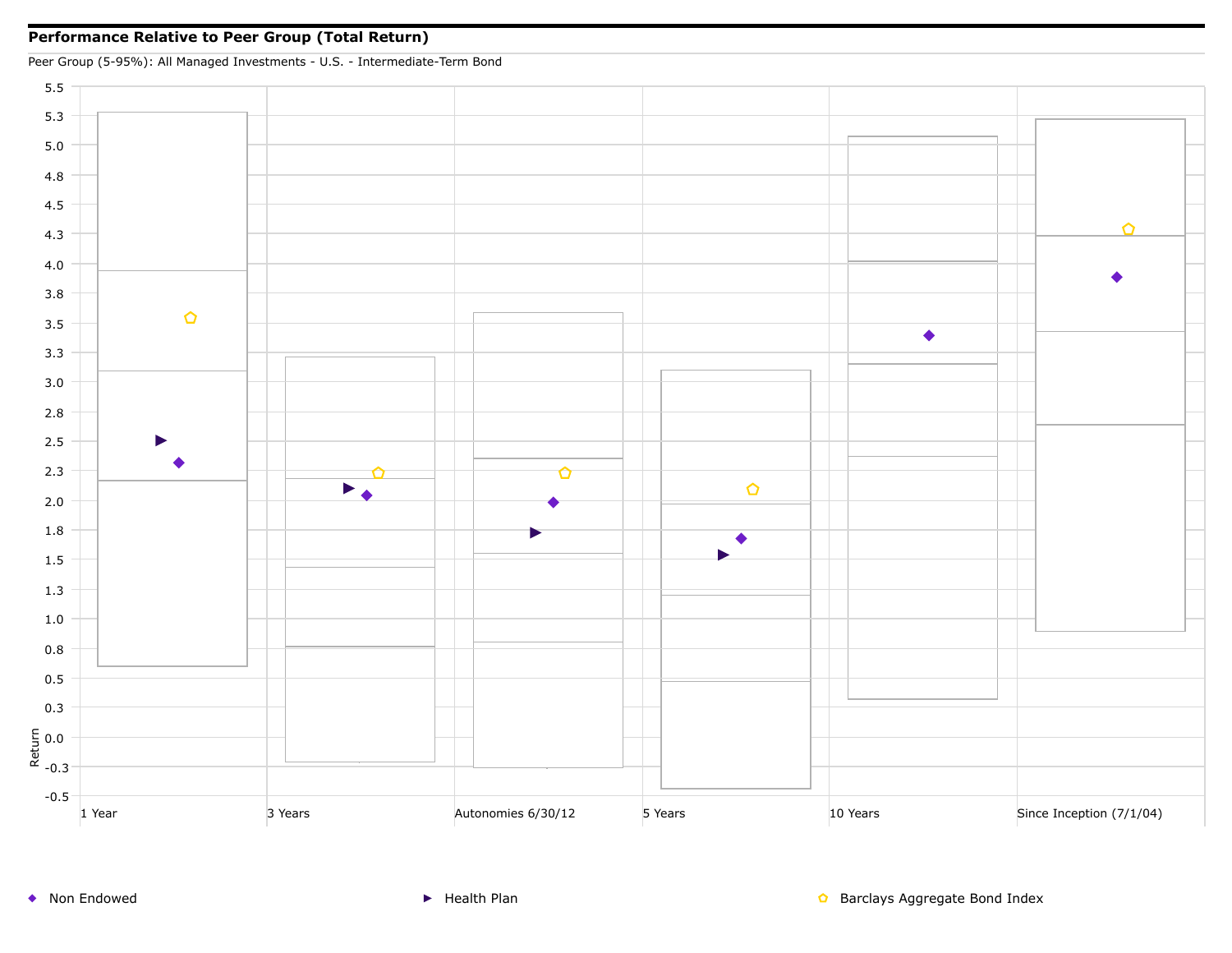**Performance Relative to Peer Group (Total Return)**

Peer Group (5-95%): All Managed Investments - U.S. - Intermediate-Term Bond

Return

5.5
5.3
5.0
4.8
4.5
4.3
4.0
3.8
3.5
3.3
3.0
2.8
2.5
2.3
2.0
1.8
1.5
1.3
1.0
0.8
0.5
0.3
0.0
-0.3
-0.5

1 Year | 3 Years | Autonomies 6/30/12 | 5 Years | 10 Years | Since Inception (7/1/04)

◆ Non Endowed ▶ Health Plan ⬠ Barclays Aggregate Bond Index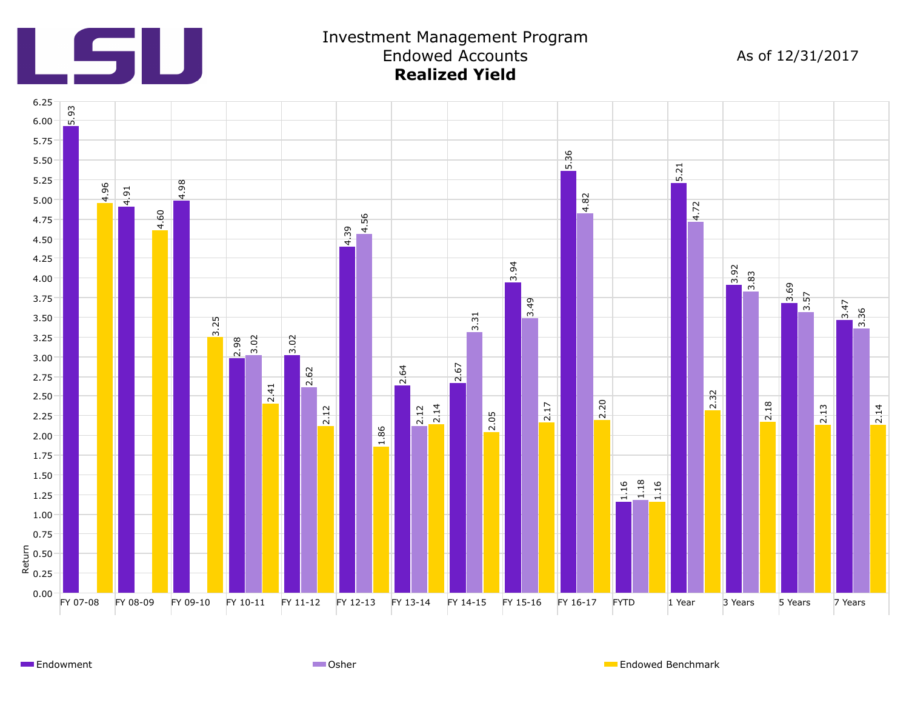# LSU

## Investment Management Program
## Endowed Accounts
## **Realized Yield**

As of 12/31/2017

| Period | Endowment | Osher | Endowed Benchmark |
|---|---|---|---|
| FY 07-08 | 5.93 | | 4.96 |
| FY 08-09 | 4.91 | | 4.60 |
| FY 09-10 | 4.98 | | 3.25 |
| FY 10-11 | 2.98 | 3.02 | 2.41 |
| FY 11-12 | 3.02 | 2.62 | 2.12 |
| FY 12-13 | 4.39 | 4.56 | 1.86 |
| FY 13-14 | 2.64 | 2.12 | 2.14 |
| FY 14-15 | 2.67 | 3.31 | 2.05 |
| FY 15-16 | 3.94 | 3.49 | 2.17 |
| FY 16-17 | 5.36 | 4.82 | 2.20 |
| FYTD | 1.16 | 1.18 | 1.16 |
| 1 Year | 5.21 | 4.72 | 2.32 |
| 3 Years | 3.92 | 3.83 | 2.18 |
| 5 Years | 3.69 | 3.57 | 2.13 |
| 7 Years | 3.47 | 3.36 | 2.14 |

Y-axis: Return

Legend: Endowment, Osher, Endowed Benchmark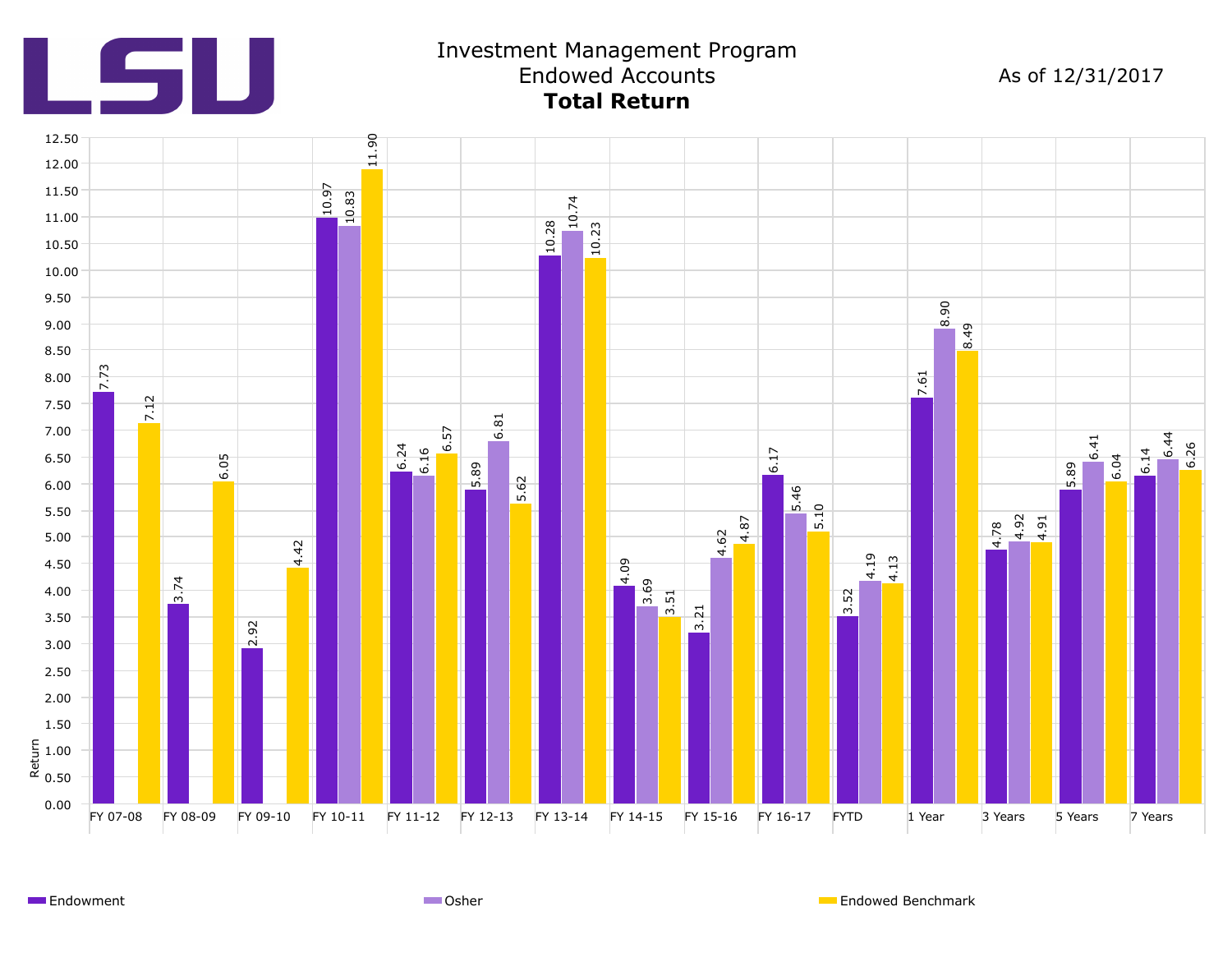LSU

# Investment Management Program
## Endowed Accounts
**Total Return**

As of 12/31/2017

Return

12.50
12.00
11.50
11.00
10.50
10.00
9.50
9.00
8.50
8.00
7.50
7.00
6.50
6.00
5.50
5.00
4.50
4.00
3.50
3.00
2.50
2.00
1.50
1.00
0.50
0.00

FY 07-08: 7.73, 7.12
FY 08-09: 3.74, 6.05
FY 09-10: 2.92, 4.42
FY 10-11: 10.97, 10.83, 11.90
FY 11-12: 6.24, 6.16, 6.57
FY 12-13: 5.89, 6.81, 5.62
FY 13-14: 10.28, 10.74, 10.23
FY 14-15: 4.09, 3.69, 3.51
FY 15-16: 3.21, 4.62, 4.87
FY 16-17: 6.17, 5.46, 5.10
FYTD: 3.52, 4.19, 4.13
1 Year: 7.61, 8.90, 8.49
3 Years: 4.78, 4.92, 4.91
5 Years: 5.89, 6.41, 6.04
7 Years: 6.14, 6.44, 6.26

Endowment
Osher
Endowed Benchmark